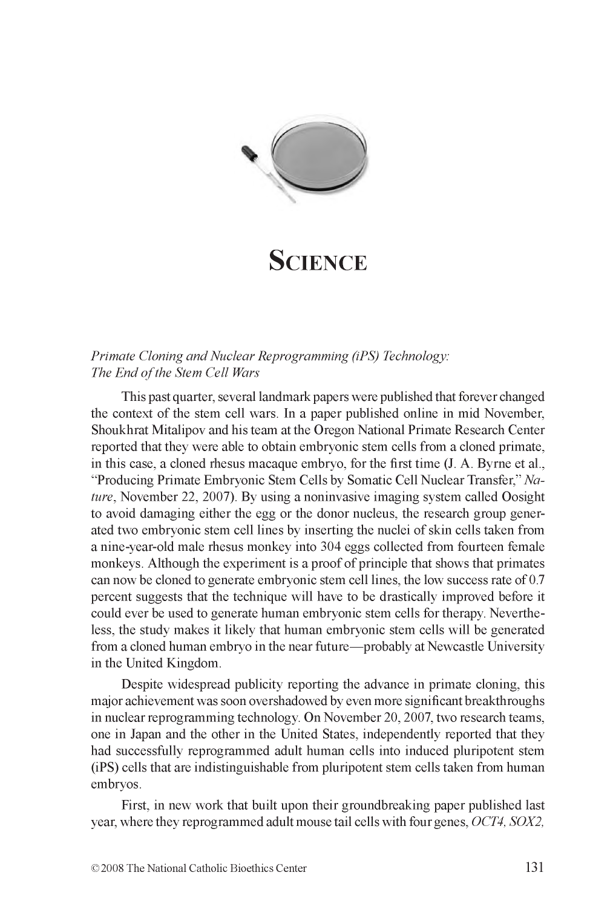# Science

*Primate Cloning and Nuclear Reprogramming (iPS) Technology: The End of the Stem Cell Wars*

This past quarter, several landmark papers were published that forever changed the context of the stem cell wars. In a paper published online in mid November, Shoukhrat Mitalipov and his team at the Oregon National Primate Research Center reported that they were able to obtain embryonic stem cells from a cloned primate, in this case, a cloned rhesus macaque embryo, for the first time (J. A. Byrne et al., "Producing Primate Embryonic Stem Cells by Somatic Cell Nuclear Transfer," *Nature*, November 22, 2007). By using a noninvasive imaging system called Oosight to avoid damaging either the egg or the donor nucleus, the research group generated two embryonic stem cell lines by inserting the nuclei of skin cells taken from a nine-year-old male rhesus monkey into 304 eggs collected from fourteen female monkeys. Although the experiment is a proof of principle that shows that primates can now be cloned to generate embryonic stem cell lines, the low success rate of 0.7 percent suggests that the technique will have to be drastically improved before it could ever be used to generate human embryonic stem cells for therapy. Nevertheless, the study makes it likely that human embryonic stem cells will be generated from a cloned human embryo in the near future—probably at Newcastle University in the United Kingdom.

Despite widespread publicity reporting the advance in primate cloning, this major achievement was soon overshadowed by even more significant breakthroughs in nuclear reprogramming technology. On November 20, 2007, two research teams, one in Japan and the other in the United States, independently reported that they had successfully reprogrammed adult human cells into induced pluripotent stem (iPS) cells that are indistinguishable from pluripotent stem cells taken from human embryos.

First, in new work that built upon their groundbreaking paper published last year, where they reprogrammed adult mouse tail cells with four genes, *OCT4, SOX2,*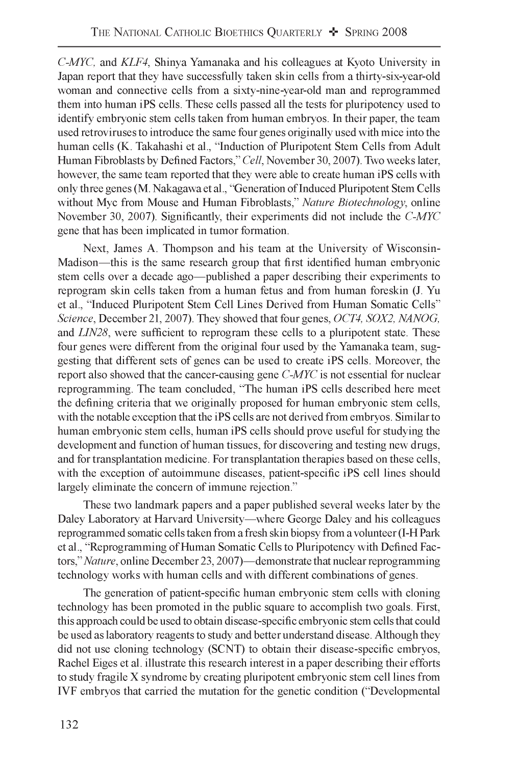*C-MYC,* and *KLF4*, Shinya Yamanaka and his colleagues at Kyoto University in Japan report that they have successfully taken skin cells from a thirty-six-year-old woman and connective cells from a sixty-nine-year-old man and reprogrammed them into human iPS cells. These cells passed all the tests for pluripotency used to identify embryonic stem cells taken from human embryos. In their paper, the team used retroviruses to introduce the same four genes originally used with mice into the human cells (K. Takahashi et al., "Induction of Pluripotent Stem Cells from Adult Human Fibroblasts by Defined Factors," *Cell*, November 30, 2007). Two weeks later, however, the same team reported that they were able to create human iPS cells with only three genes (M. Nakagawa et al., "Generation of Induced Pluripotent Stem Cells without Myc from Mouse and Human Fibroblasts," *Nature Biotechnology*, online November 30, 2007). Significantly, their experiments did not include the *C-MYC* gene that has been implicated in tumor formation.

Next, James A. Thompson and his team at the University of Wisconsin-Madison—this is the same research group that first identified human embryonic stem cells over a decade ago—published a paper describing their experiments to reprogram skin cells taken from a human fetus and from human foreskin (J. Yu et al., "Induced Pluripotent Stem Cell Lines Derived from Human Somatic Cells" *Science*, December 21, 2007). They showed that four genes, *OCT4, SOX2, NANOG,* and *LIN28*, were sufficient to reprogram these cells to a pluripotent state. These four genes were different from the original four used by the Yamanaka team, suggesting that different sets of genes can be used to create iPS cells. Moreover, the report also showed that the cancer-causing gene *C-MYC* is not essential for nuclear reprogramming. The team concluded, "The human iPS cells described here meet the defining criteria that we originally proposed for human embryonic stem cells, with the notable exception that the iPS cells are not derived from embryos. Similar to human embryonic stem cells, human iPS cells should prove useful for studying the development and function of human tissues, for discovering and testing new drugs, and for transplantation medicine. For transplantation therapies based on these cells, with the exception of autoimmune diseases, patient-specific iPS cell lines should largely eliminate the concern of immune rejection."

These two landmark papers and a paper published several weeks later by the Daley Laboratory at Harvard University—where George Daley and his colleagues reprogrammed somatic cells taken from a fresh skin biopsy from a volunteer (I-H Park et al., "Reprogramming of Human Somatic Cells to Pluripotency with Defined Factors," *Nature*, online December 23, 2007)—demonstrate that nuclear reprogramming technology works with human cells and with different combinations of genes.

The generation of patient-specific human embryonic stem cells with cloning technology has been promoted in the public square to accomplish two goals. First, this approach could be used to obtain disease-specific embryonic stem cells that could be used as laboratory reagents to study and better understand disease. Although they did not use cloning technology (SCNT) to obtain their disease-specific embryos, Rachel Eiges et al. illustrate this research interest in a paper describing their efforts to study fragile X syndrome by creating pluripotent embryonic stem cell lines from IVF embryos that carried the mutation for the genetic condition ("Developmental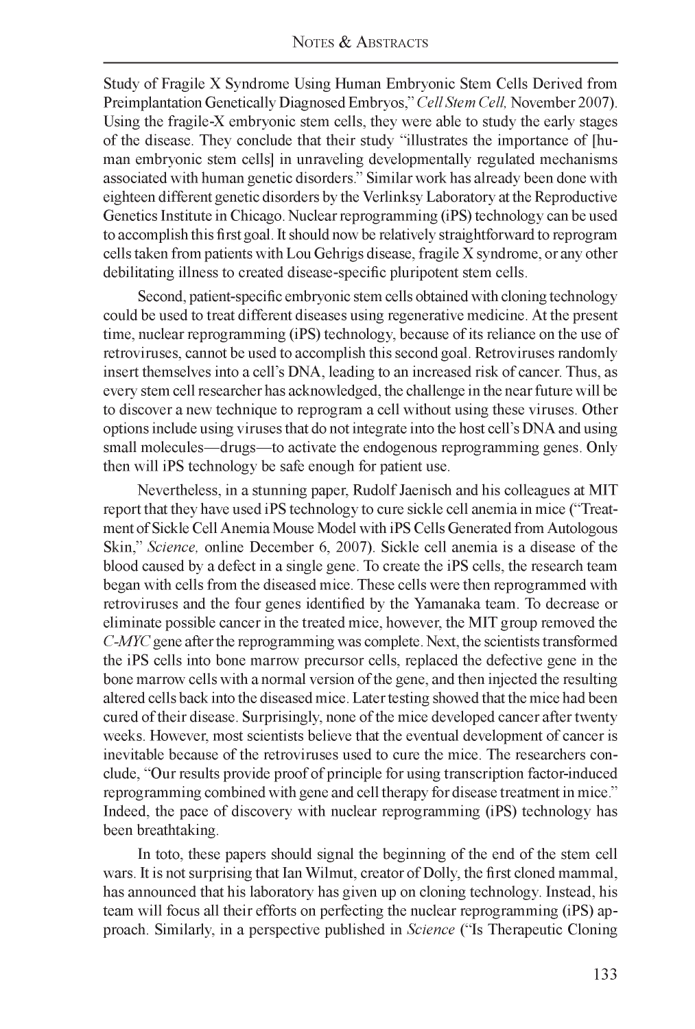Study of Fragile X Syndrome Using Human Embryonic Stem Cells Derived from Preimplantation Genetically Diagnosed Embryos," *Cell Stem Cell,* November 2007). Using the fragile-X embryonic stem cells, they were able to study the early stages of the disease. They conclude that their study "illustrates the importance of [human embryonic stem cells] in unraveling developmentally regulated mechanisms associated with human genetic disorders." Similar work has already been done with eighteen different genetic disorders by the Verlinksy Laboratory at the Reproductive Genetics Institute in Chicago. Nuclear reprogramming (iPS) technology can be used to accomplish this first goal. It should now be relatively straightforward to reprogram cells taken from patients with Lou Gehrigs disease, fragile X syndrome, or any other debilitating illness to created disease-specific pluripotent stem cells.

Second, patient-specific embryonic stem cells obtained with cloning technology could be used to treat different diseases using regenerative medicine. At the present time, nuclear reprogramming (iPS) technology, because of its reliance on the use of retroviruses, cannot be used to accomplish this second goal. Retroviruses randomly insert themselves into a cell's DNA, leading to an increased risk of cancer. Thus, as every stem cell researcher has acknowledged, the challenge in the near future will be to discover a new technique to reprogram a cell without using these viruses. Other options include using viruses that do not integrate into the host cell's DNA and using small molecules—drugs—to activate the endogenous reprogramming genes. Only then will iPS technology be safe enough for patient use.

Nevertheless, in a stunning paper, Rudolf Jaenisch and his colleagues at MIT report that they have used iPS technology to cure sickle cell anemia in mice ("Treatment of Sickle Cell Anemia Mouse Model with iPS Cells Generated from Autologous Skin," *Science,* online December 6, 2007). Sickle cell anemia is a disease of the blood caused by a defect in a single gene. To create the iPS cells, the research team began with cells from the diseased mice. These cells were then reprogrammed with retroviruses and the four genes identified by the Yamanaka team. To decrease or eliminate possible cancer in the treated mice, however, the MIT group removed the *C-MYC* gene after the reprogramming was complete. Next, the scientists transformed the iPS cells into bone marrow precursor cells, replaced the defective gene in the bone marrow cells with a normal version of the gene, and then injected the resulting altered cells back into the diseased mice. Later testing showed that the mice had been cured of their disease. Surprisingly, none of the mice developed cancer after twenty weeks. However, most scientists believe that the eventual development of cancer is inevitable because of the retroviruses used to cure the mice. The researchers conclude, "Our results provide proof of principle for using transcription factor-induced reprogramming combined with gene and cell therapy for disease treatment in mice." Indeed, the pace of discovery with nuclear reprogramming (iPS) technology has been breathtaking.

In toto, these papers should signal the beginning of the end of the stem cell wars. It is not surprising that Ian Wilmut, creator of Dolly, the first cloned mammal, has announced that his laboratory has given up on cloning technology. Instead, his team will focus all their efforts on perfecting the nuclear reprogramming (iPS) approach. Similarly, in a perspective published in *Science* ("Is Therapeutic Cloning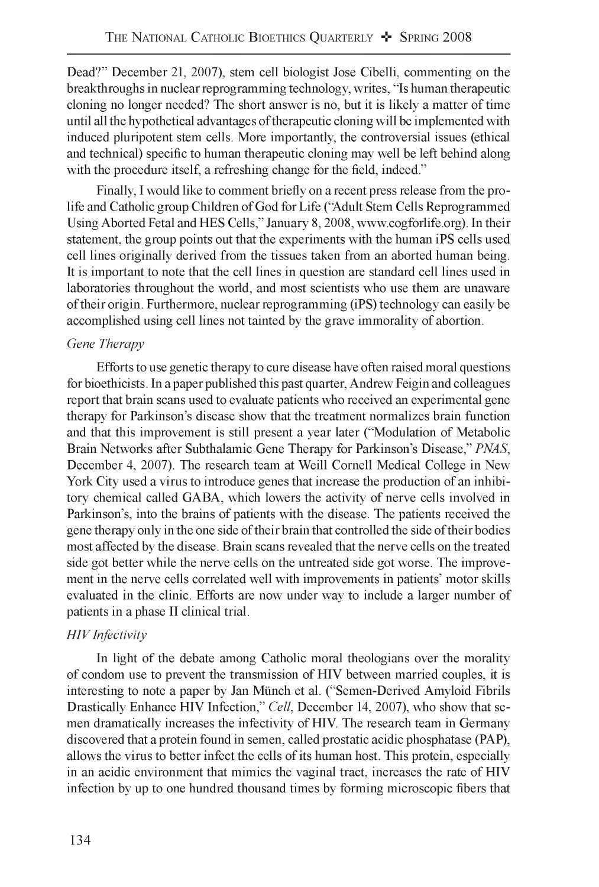Dead?" December 21, 2007), stem cell biologist Jose Cibelli, commenting on the breakthroughs in nuclear reprogramming technology, writes, "Is human therapeutic cloning no longer needed? The short answer is no, but it is likely a matter of time until all the hypothetical advantages of therapeutic cloning will be implemented with induced pluripotent stem cells. More importantly, the controversial issues (ethical and technical) specific to human therapeutic cloning may well be left behind along with the procedure itself, a refreshing change for the field, indeed."

Finally, I would like to comment briefly on a recent press release from the pro-life and Catholic group Children of God for Life ("Adult Stem Cells Reprogrammed Using Aborted Fetal and HES Cells," January 8, 2008, www.cogforlife.org). In their statement, the group points out that the experiments with the human iPS cells used cell lines originally derived from the tissues taken from an aborted human being. It is important to note that the cell lines in question are standard cell lines used in laboratories throughout the world, and most scientists who use them are unaware of their origin. Furthermore, nuclear reprogramming (iPS) technology can easily be accomplished using cell lines not tainted by the grave immorality of abortion.

### *Gene Therapy*

Efforts to use genetic therapy to cure disease have often raised moral questions for bioethicists. In a paper published this past quarter, Andrew Feigin and colleagues report that brain scans used to evaluate patients who received an experimental gene therapy for Parkinson's disease show that the treatment normalizes brain function and that this improvement is still present a year later ("Modulation of Metabolic Brain Networks after Subthalamic Gene Therapy for Parkinson's Disease," *PNAS*, December 4, 2007). The research team at Weill Cornell Medical College in New York City used a virus to introduce genes that increase the production of an inhibitory chemical called GABA, which lowers the activity of nerve cells involved in Parkinson's, into the brains of patients with the disease. The patients received the gene therapy only in the one side of their brain that controlled the side of their bodies most affected by the disease. Brain scans revealed that the nerve cells on the treated side got better while the nerve cells on the untreated side got worse. The improvement in the nerve cells correlated well with improvements in patients' motor skills evaluated in the clinic. Efforts are now under way to include a larger number of patients in a phase II clinical trial.

### *HIV Infectivity*

In light of the debate among Catholic moral theologians over the morality of condom use to prevent the transmission of HIV between married couples, it is interesting to note a paper by Jan Münch et al. ("Semen-Derived Amyloid Fibrils Drastically Enhance HIV Infection," *Cell*, December 14, 2007), who show that semen dramatically increases the infectivity of HIV. The research team in Germany discovered that a protein found in semen, called prostatic acidic phosphatase (PAP), allows the virus to better infect the cells of its human host. This protein, especially in an acidic environment that mimics the vaginal tract, increases the rate of HIV infection by up to one hundred thousand times by forming microscopic fibers that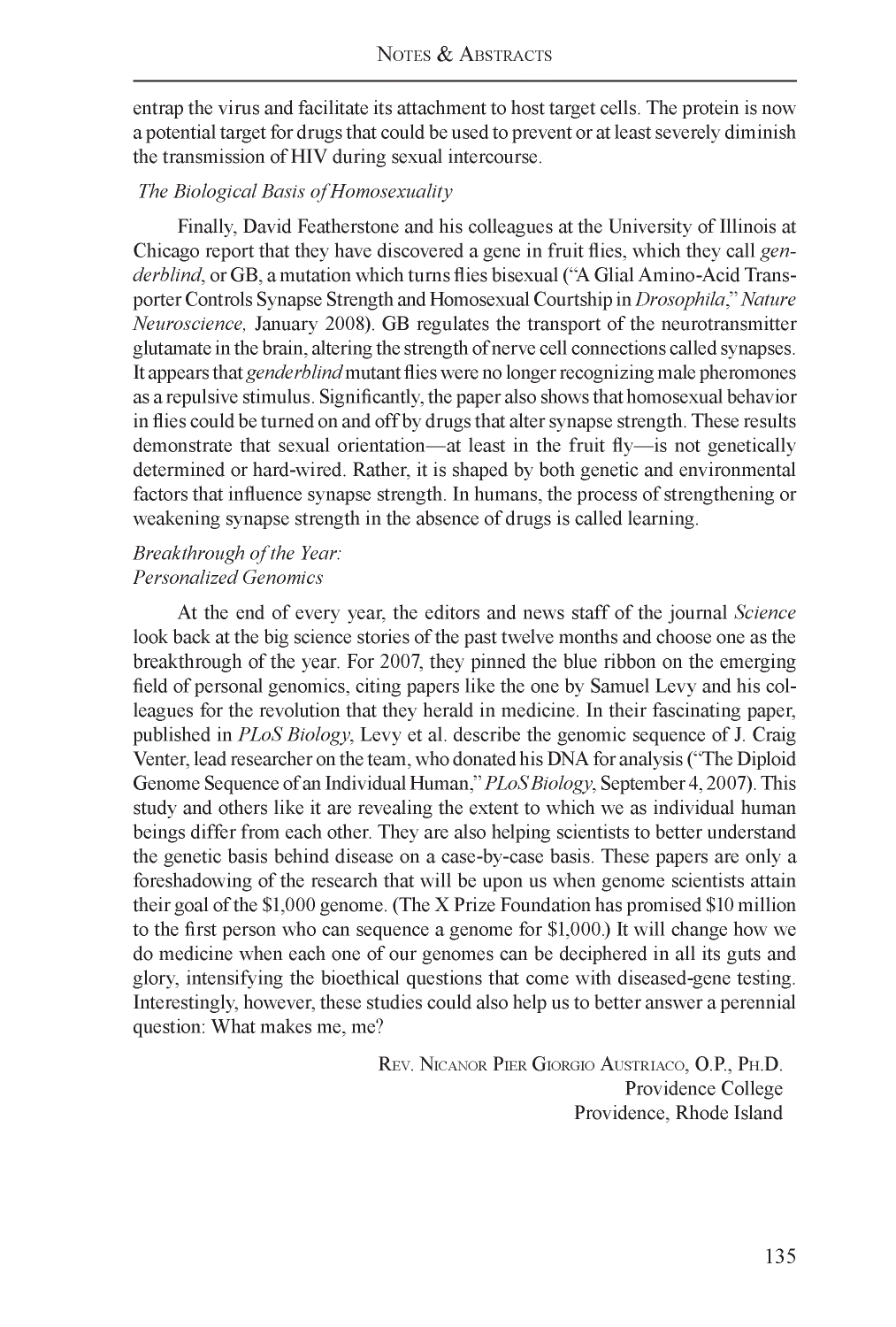entrap the virus and facilitate its attachment to host target cells. The protein is now a potential target for drugs that could be used to prevent or at least severely diminish the transmission of HIV during sexual intercourse.

*The Biological Basis of Homosexuality*

Finally, David Featherstone and his colleagues at the University of Illinois at Chicago report that they have discovered a gene in fruit flies, which they call *genderblind*, or GB, a mutation which turns flies bisexual ("A Glial Amino-Acid Transporter Controls Synapse Strength and Homosexual Courtship in *Drosophila*," *Nature Neuroscience,* January 2008). GB regulates the transport of the neurotransmitter glutamate in the brain, altering the strength of nerve cell connections called synapses. It appears that *genderblind* mutant flies were no longer recognizing male pheromones as a repulsive stimulus. Significantly, the paper also shows that homosexual behavior in flies could be turned on and off by drugs that alter synapse strength. These results demonstrate that sexual orientation—at least in the fruit fly—is not genetically determined or hard-wired. Rather, it is shaped by both genetic and environmental factors that influence synapse strength. In humans, the process of strengthening or weakening synapse strength in the absence of drugs is called learning.

*Breakthrough of the Year:*
*Personalized Genomics*

At the end of every year, the editors and news staff of the journal *Science* look back at the big science stories of the past twelve months and choose one as the breakthrough of the year. For 2007, they pinned the blue ribbon on the emerging field of personal genomics, citing papers like the one by Samuel Levy and his colleagues for the revolution that they herald in medicine. In their fascinating paper, published in *PLoS Biology*, Levy et al. describe the genomic sequence of J. Craig Venter, lead researcher on the team, who donated his DNA for analysis ("The Diploid Genome Sequence of an Individual Human," *PLoS Biology*, September 4, 2007). This study and others like it are revealing the extent to which we as individual human beings differ from each other. They are also helping scientists to better understand the genetic basis behind disease on a case-by-case basis. These papers are only a foreshadowing of the research that will be upon us when genome scientists attain their goal of the $1,000 genome. (The X Prize Foundation has promised $10 million to the first person who can sequence a genome for $1,000.) It will change how we do medicine when each one of our genomes can be deciphered in all its guts and glory, intensifying the bioethical questions that come with diseased-gene testing. Interestingly, however, these studies could also help us to better answer a perennial question: What makes me, me?

Rev. Nicanor Pier Giorgio Austriaco, O.P., Ph.D.
Providence College
Providence, Rhode Island